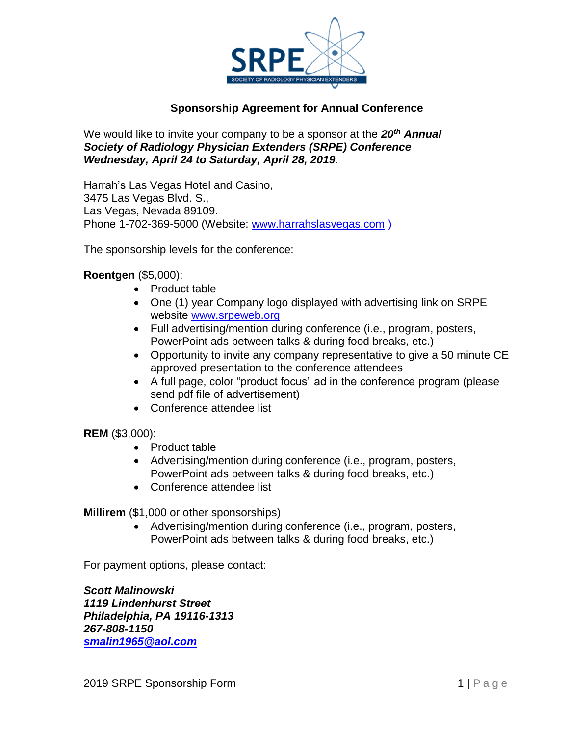SRPE
SOCIETY OF RADIOLOGY PHYSICIAN EXTENDERS

## Sponsorship Agreement for Annual Conference

We would like to invite your company to be a sponsor at the ***20th Annual Society of Radiology Physician Extenders (SRPE) Conference Wednesday, April 24 to Saturday, April 28, 2019***.

Harrah's Las Vegas Hotel and Casino,
3475 Las Vegas Blvd. S.,
Las Vegas, Nevada 89109.
Phone 1-702-369-5000 (Website: www.harrahslasvegas.com )

The sponsorship levels for the conference:

**Roentgen** ($5,000):

- Product table
- One (1) year Company logo displayed with advertising link on SRPE website www.srpeweb.org
- Full advertising/mention during conference (i.e., program, posters, PowerPoint ads between talks & during food breaks, etc.)
- Opportunity to invite any company representative to give a 50 minute CE approved presentation to the conference attendees
- A full page, color "product focus" ad in the conference program (please send pdf file of advertisement)
- Conference attendee list

**REM** ($3,000):

- Product table
- Advertising/mention during conference (i.e., program, posters, PowerPoint ads between talks & during food breaks, etc.)
- Conference attendee list

**Millirem** ($1,000 or other sponsorships)

- Advertising/mention during conference (i.e., program, posters, PowerPoint ads between talks & during food breaks, etc.)

For payment options, please contact:

***Scott Malinowski***
***1119 Lindenhurst Street***
***Philadelphia, PA 19116-1313***
***267-808-1150***
***smalin1965@aol.com***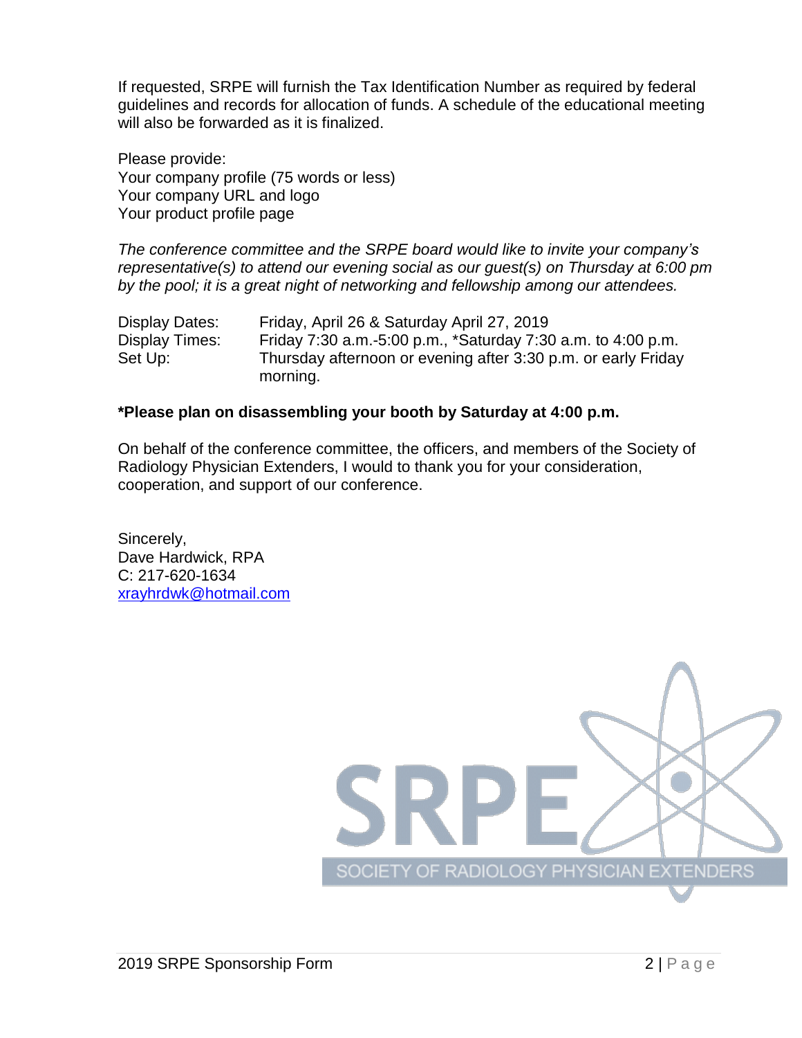If requested, SRPE will furnish the Tax Identification Number as required by federal guidelines and records for allocation of funds. A schedule of the educational meeting will also be forwarded as it is finalized.

Please provide:
Your company profile (75 words or less)
Your company URL and logo
Your product profile page

*The conference committee and the SRPE board would like to invite your company's representative(s) to attend our evening social as our guest(s) on Thursday at 6:00 pm by the pool; it is a great night of networking and fellowship among our attendees.*

| | |
|---|---|
| Display Dates: | Friday, April 26 & Saturday April 27, 2019 |
| Display Times: | Friday 7:30 a.m.-5:00 p.m., *Saturday 7:30 a.m. to 4:00 p.m. |
| Set Up: | Thursday afternoon or evening after 3:30 p.m. or early Friday morning. |

**\*Please plan on disassembling your booth by Saturday at 4:00 p.m.**

On behalf of the conference committee, the officers, and members of the Society of Radiology Physician Extenders, I would to thank you for your consideration, cooperation, and support of our conference.

Sincerely,
Dave Hardwick, RPA
C: 217-620-1634
xrayhrdwk@hotmail.com

SRPE
SOCIETY OF RADIOLOGY PHYSICIAN EXTENDERS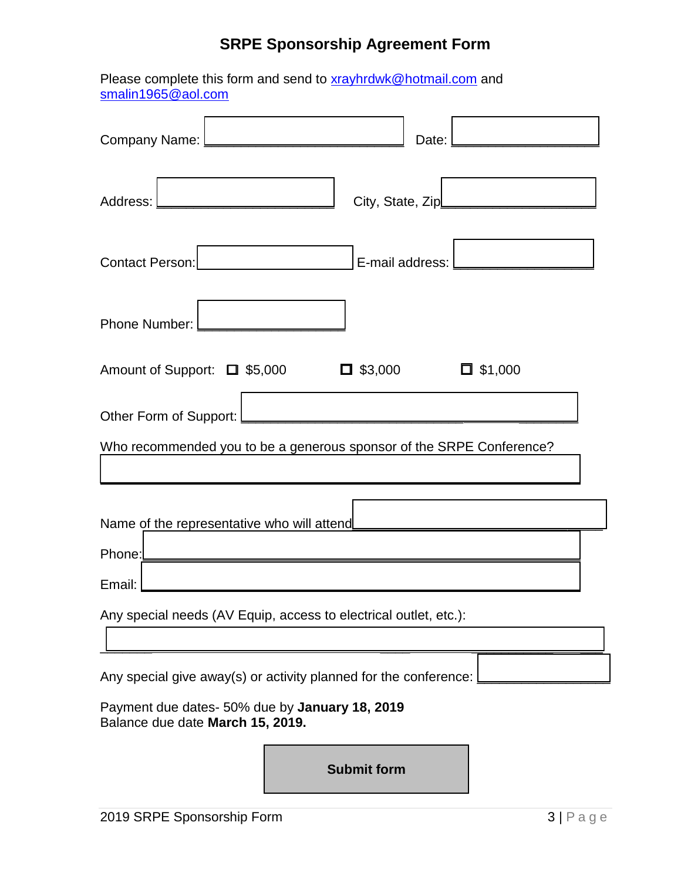# SRPE Sponsorship Agreement Form

Please complete this form and send to xrayhrdwk@hotmail.com and smalin1965@aol.com

Company Name: ____________________ Date: ____________

Address: ____________________ City, State, Zip ____________________

Contact Person: ____________________ E-mail address: ____________________

Phone Number: ____________________

Amount of Support: ☐ $5,000 ☐ $3,000 ☐ $1,000

Other Form of Support: ____________________

Who recommended you to be a generous sponsor of the SRPE Conference?

____________________

Name of the representative who will attend ____________________

Phone: ____________________

Email: ____________________

Any special needs (AV Equip, access to electrical outlet, etc.):

____________________

Any special give away(s) or activity planned for the conference: ____________________

Payment due dates- 50% due by **January 18, 2019**
Balance due date **March 15, 2019.**

**Submit form**